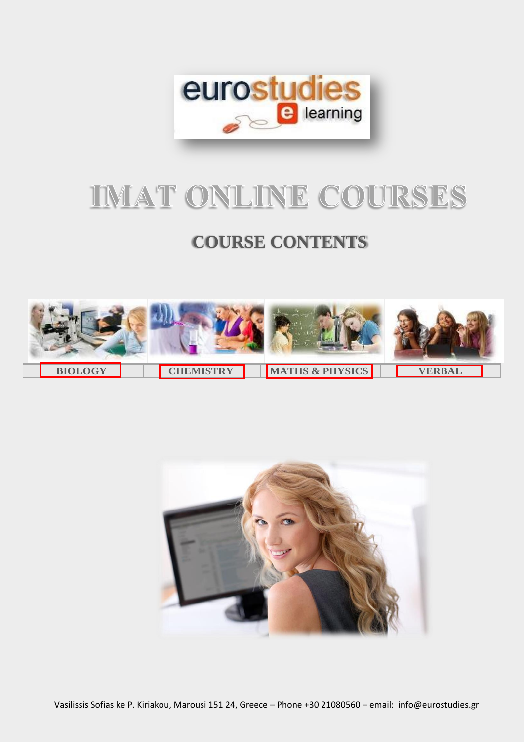eurostudies e learning

# IMAT ONLINE COURSES

## COURSE CONTENTS

| BIOLOGY | CHEMISTRY | MATHS & PHYSICS | VERBAL |
|---|---|---|---|

Vasilissis Sofias ke P. Kiriakou, Marousi 151 24, Greece – Phone +30 21080560 – email: info@eurostudies.gr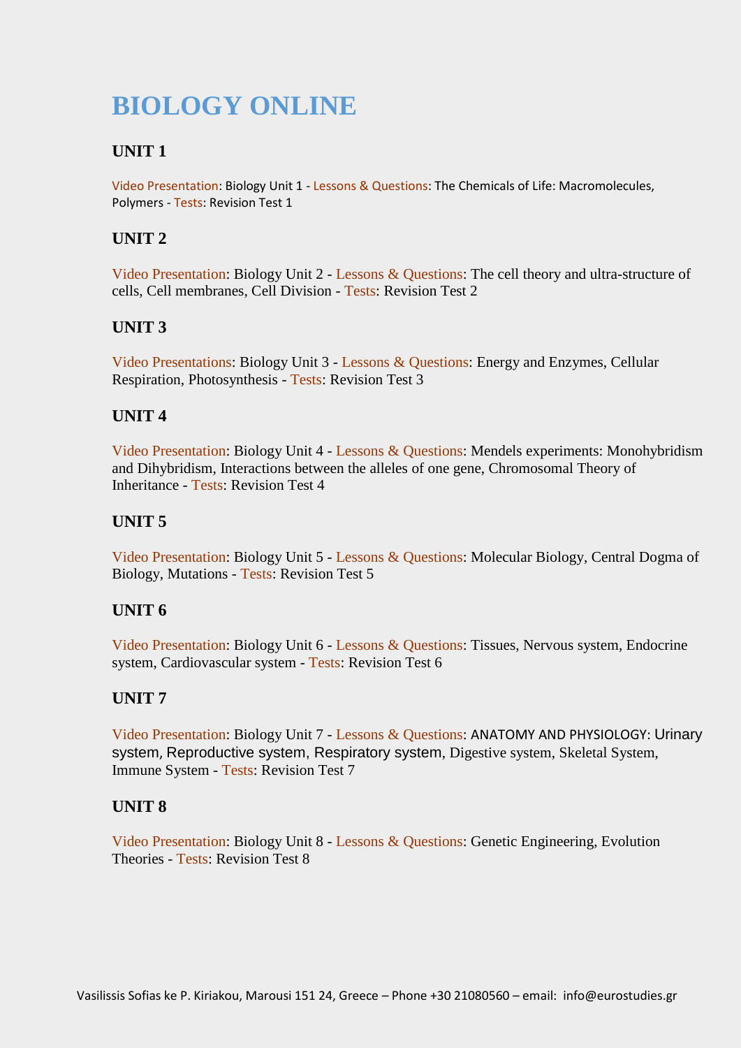# BIOLOGY ONLINE

## UNIT 1

Video Presentation: Biology Unit 1 - Lessons & Questions: The Chemicals of Life: Macromolecules, Polymers - Tests: Revision Test 1

## UNIT 2

Video Presentation: Biology Unit 2 - Lessons & Questions: The cell theory and ultra-structure of cells, Cell membranes, Cell Division - Tests: Revision Test 2

## UNIT 3

Video Presentations: Biology Unit 3 - Lessons & Questions: Energy and Enzymes, Cellular Respiration, Photosynthesis - Tests: Revision Test 3

## UNIT 4

Video Presentation: Biology Unit 4 - Lessons & Questions: Mendels experiments: Monohybridism and Dihybridism, Interactions between the alleles of one gene, Chromosomal Theory of Inheritance - Tests: Revision Test 4

## UNIT 5

Video Presentation: Biology Unit 5 - Lessons & Questions: Molecular Biology, Central Dogma of Biology, Mutations - Tests: Revision Test 5

## UNIT 6

Video Presentation: Biology Unit 6 - Lessons & Questions: Tissues, Nervous system, Endocrine system, Cardiovascular system - Tests: Revision Test 6

## UNIT 7

Video Presentation: Biology Unit 7 - Lessons & Questions: ANATOMY AND PHYSIOLOGY: Urinary system, Reproductive system, Respiratory system, Digestive system, Skeletal System, Immune System - Tests: Revision Test 7

## UNIT 8

Video Presentation: Biology Unit 8 - Lessons & Questions: Genetic Engineering, Evolution Theories - Tests: Revision Test 8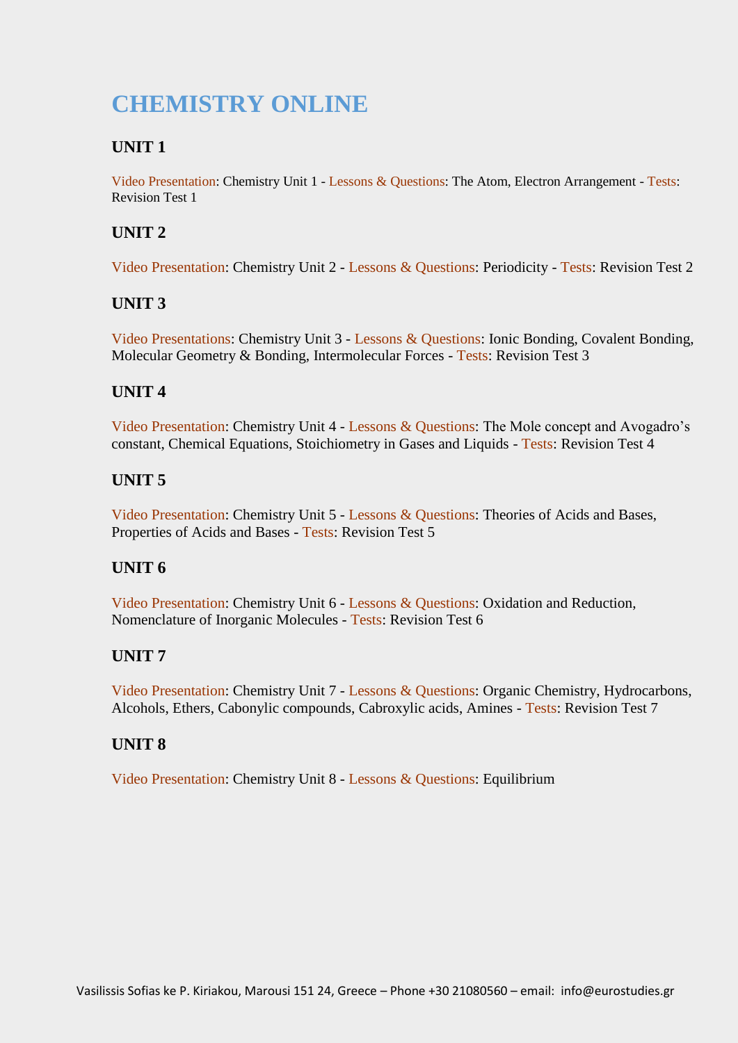# CHEMISTRY ONLINE

## UNIT 1

Video Presentation: Chemistry Unit 1 - Lessons & Questions: The Atom, Electron Arrangement - Tests: Revision Test 1

## UNIT 2

Video Presentation: Chemistry Unit 2 - Lessons & Questions: Periodicity - Tests: Revision Test 2

## UNIT 3

Video Presentations: Chemistry Unit 3 - Lessons & Questions: Ionic Bonding, Covalent Bonding, Molecular Geometry & Bonding, Intermolecular Forces - Tests: Revision Test 3

## UNIT 4

Video Presentation: Chemistry Unit 4 - Lessons & Questions: The Mole concept and Avogadro's constant, Chemical Equations, Stoichiometry in Gases and Liquids - Tests: Revision Test 4

## UNIT 5

Video Presentation: Chemistry Unit 5 - Lessons & Questions: Theories of Acids and Bases, Properties of Acids and Bases - Tests: Revision Test 5

## UNIT 6

Video Presentation: Chemistry Unit 6 - Lessons & Questions: Oxidation and Reduction, Nomenclature of Inorganic Molecules - Tests: Revision Test 6

## UNIT 7

Video Presentation: Chemistry Unit 7 - Lessons & Questions: Organic Chemistry, Hydrocarbons, Alcohols, Ethers, Cabonylic compounds, Cabroxylic acids, Amines - Tests: Revision Test 7

## UNIT 8

Video Presentation: Chemistry Unit 8 - Lessons & Questions: Equilibrium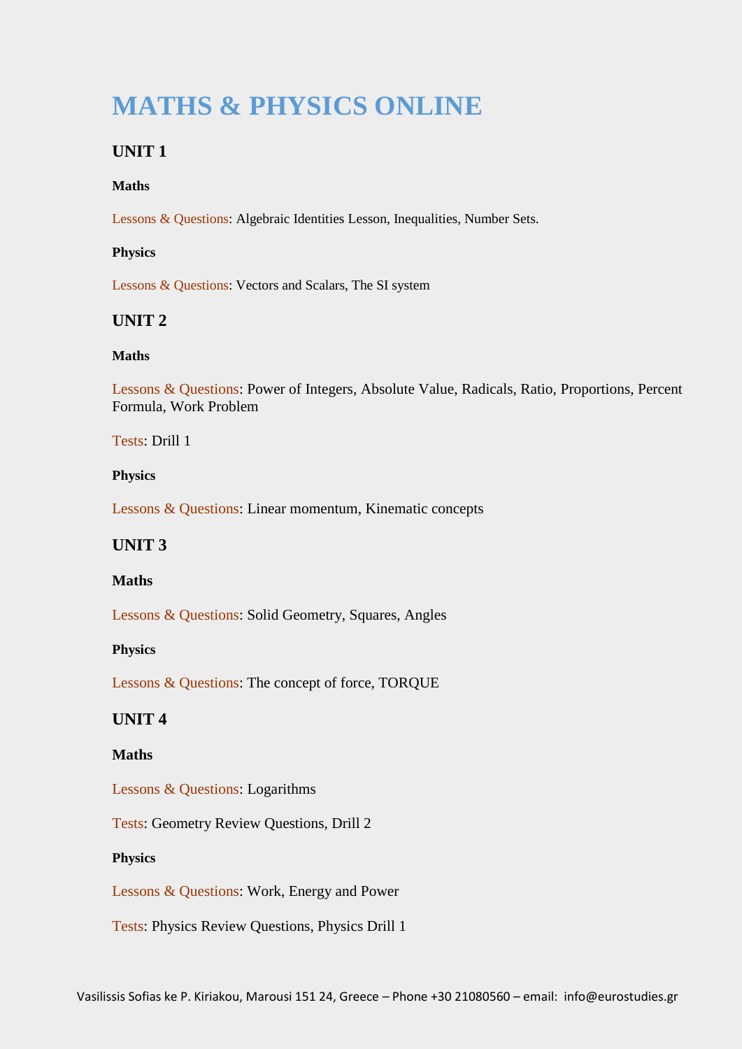# MATHS & PHYSICS ONLINE

## UNIT 1

### Maths

Lessons & Questions: Algebraic Identities Lesson, Inequalities, Number Sets.

### Physics

Lessons & Questions: Vectors and Scalars, The SI system

## UNIT 2

### Maths

Lessons & Questions: Power of Integers, Absolute Value, Radicals, Ratio, Proportions, Percent Formula, Work Problem

Tests: Drill 1

### Physics

Lessons & Questions: Linear momentum, Kinematic concepts

## UNIT 3

### Maths

Lessons & Questions: Solid Geometry, Squares, Angles

### Physics

Lessons & Questions: The concept of force, TORQUE

## UNIT 4

### Maths

Lessons & Questions: Logarithms

Tests: Geometry Review Questions, Drill 2

### Physics

Lessons & Questions: Work, Energy and Power

Tests: Physics Review Questions, Physics Drill 1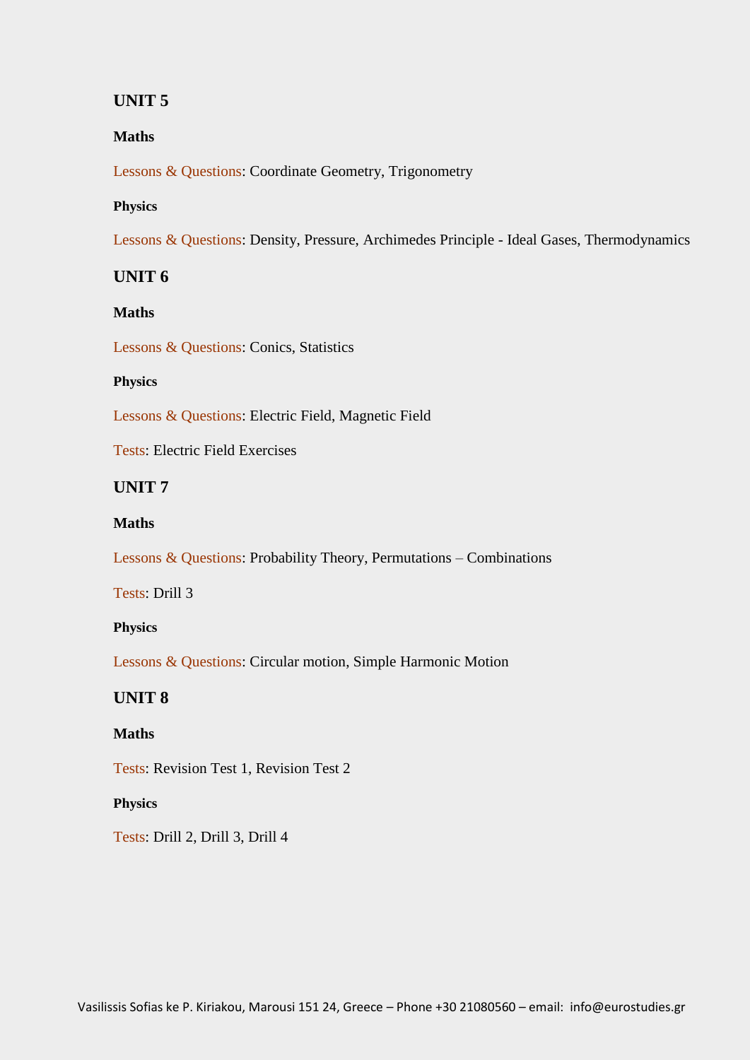## UNIT 5

### Maths

Lessons & Questions: Coordinate Geometry, Trigonometry

#### Physics

Lessons & Questions: Density, Pressure, Archimedes Principle - Ideal Gases, Thermodynamics

## UNIT 6

### Maths

Lessons & Questions: Conics, Statistics

#### Physics

Lessons & Questions: Electric Field, Magnetic Field

Tests: Electric Field Exercises

## UNIT 7

### Maths

Lessons & Questions: Probability Theory, Permutations – Combinations

Tests: Drill 3

#### Physics

Lessons & Questions: Circular motion, Simple Harmonic Motion

## UNIT 8

### Maths

Tests: Revision Test 1, Revision Test 2

#### Physics

Tests: Drill 2, Drill 3, Drill 4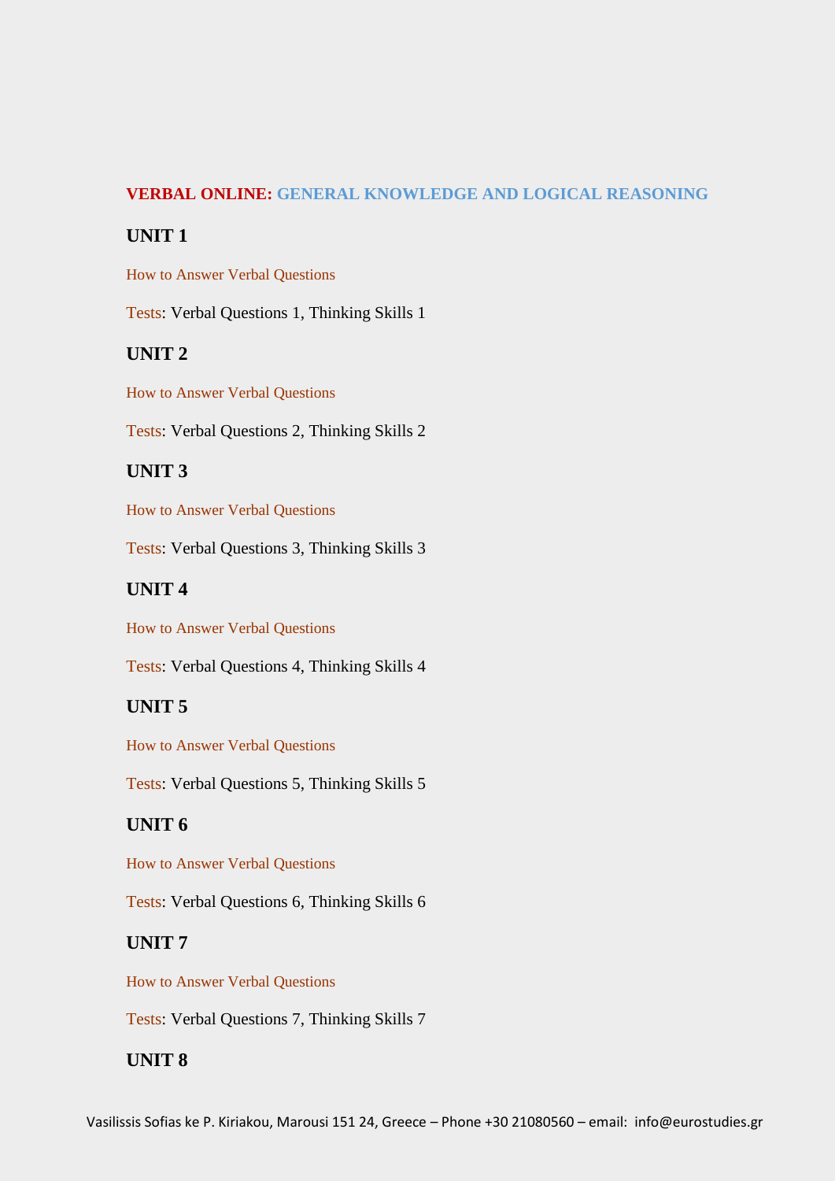**VERBAL ONLINE: GENERAL KNOWLEDGE AND LOGICAL REASONING**

## UNIT 1

How to Answer Verbal Questions

Tests: Verbal Questions 1, Thinking Skills 1

## UNIT 2

How to Answer Verbal Questions

Tests: Verbal Questions 2, Thinking Skills 2

## UNIT 3

How to Answer Verbal Questions

Tests: Verbal Questions 3, Thinking Skills 3

## UNIT 4

How to Answer Verbal Questions

Tests: Verbal Questions 4, Thinking Skills 4

## UNIT 5

How to Answer Verbal Questions

Tests: Verbal Questions 5, Thinking Skills 5

## UNIT 6

How to Answer Verbal Questions

Tests: Verbal Questions 6, Thinking Skills 6

## UNIT 7

How to Answer Verbal Questions

Tests: Verbal Questions 7, Thinking Skills 7

## UNIT 8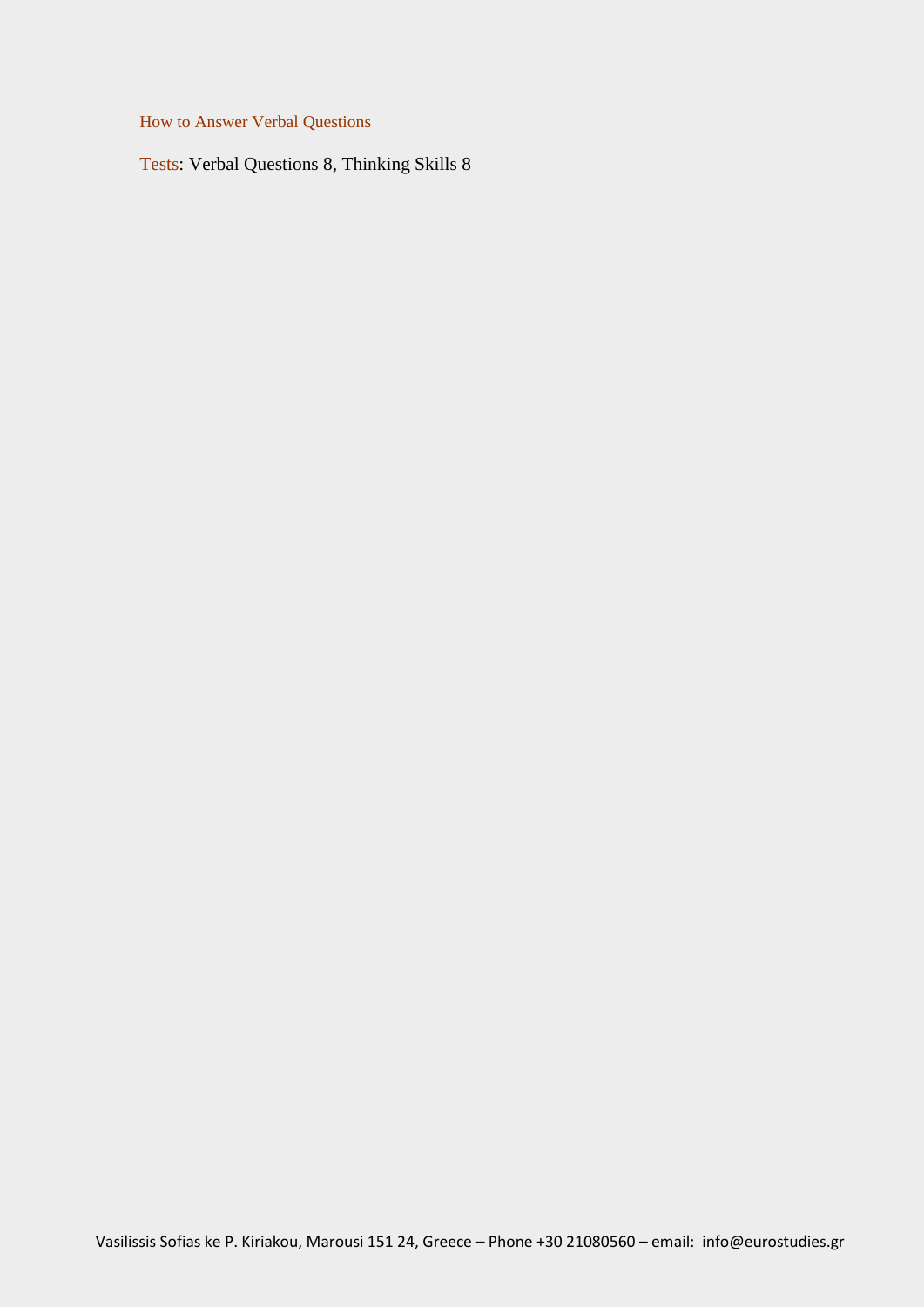How to Answer Verbal Questions

Tests: Verbal Questions 8, Thinking Skills 8